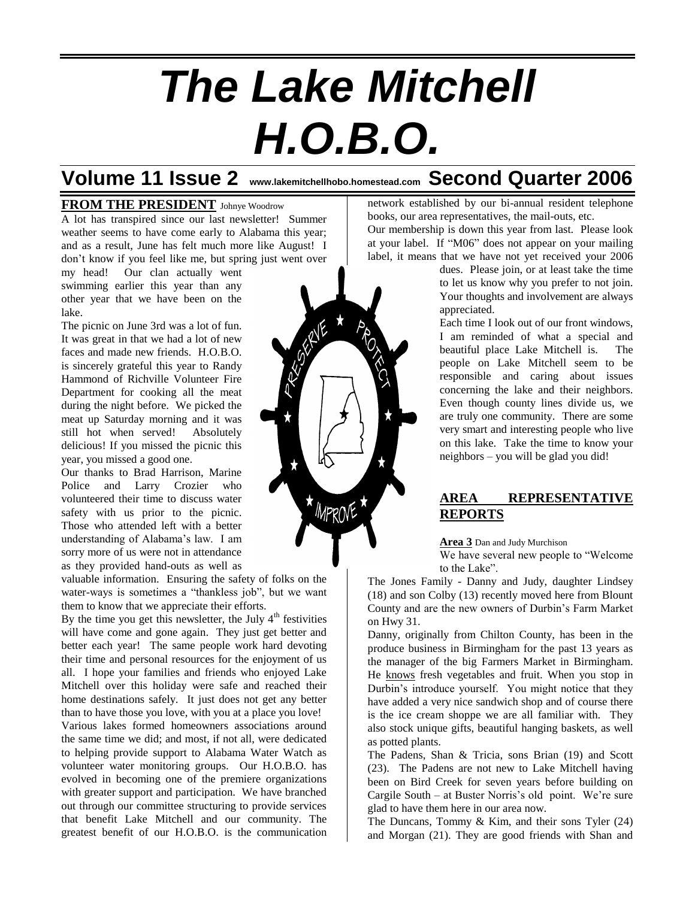# The Lake Mitchell H.O.B.O.

## Volume 11 Issue 2 www.lakemitchellhobo.homestead.com Second Quarter 2006

### FROM THE PRESIDENT Johnye Woodrow

A lot has transpired since our last newsletter! Summer weather seems to have come early to Alabama this year; and as a result, June has felt much more like August! I don't know if you feel like me, but spring just went over my head! Our clan actually went swimming earlier this year than any other year that we have been on the lake.

The picnic on June 3rd was a lot of fun. It was great in that we had a lot of new faces and made new friends. H.O.B.O. is sincerely grateful this year to Randy Hammond of Richville Volunteer Fire Department for cooking all the meat during the night before. We picked the meat up Saturday morning and it was still hot when served! Absolutely delicious! If you missed the picnic this year, you missed a good one.

Our thanks to Brad Harrison, Marine Police and Larry Crozier who volunteered their time to discuss water safety with us prior to the picnic. Those who attended left with a better understanding of Alabama's law. I am sorry more of us were not in attendance as they provided hand-outs as well as valuable information. Ensuring the safety of folks on the water-ways is sometimes a "thankless job", but we want them to know that we appreciate their efforts.

By the time you get this newsletter, the July 4th festivities will have come and gone again. They just get better and better each year! The same people work hard devoting their time and personal resources for the enjoyment of us all. I hope your families and friends who enjoyed Lake Mitchell over this holiday were safe and reached their home destinations safely. It just does not get any better than to have those you love, with you at a place you love!

Various lakes formed homeowners associations around the same time we did; and most, if not all, were dedicated to helping provide support to Alabama Water Watch as volunteer water monitoring groups. Our H.O.B.O. has evolved in becoming one of the premiere organizations with greater support and participation. We have branched out through our committee structuring to provide services that benefit Lake Mitchell and our community. The greatest benefit of our H.O.B.O. is the communication network established by our bi-annual resident telephone books, our area representatives, the mail-outs, etc.

Our membership is down this year from last. Please look at your label. If "M06" does not appear on your mailing label, it means that we have not yet received your 2006 dues. Please join, or at least take the time to let us know why you prefer to not join. Your thoughts and involvement are always appreciated.

Each time I look out of our front windows, I am reminded of what a special and beautiful place Lake Mitchell is. The people on Lake Mitchell seem to be responsible and caring about issues concerning the lake and their neighbors. Even though county lines divide us, we are truly one community. There are some very smart and interesting people who live on this lake. Take the time to know your neighbors – you will be glad you did!

### AREA REPRESENTATIVE REPORTS

**Area 3** Dan and Judy Murchison

We have several new people to "Welcome to the Lake".

The Jones Family - Danny and Judy, daughter Lindsey (18) and son Colby (13) recently moved here from Blount County and are the new owners of Durbin's Farm Market on Hwy 31.

Danny, originally from Chilton County, has been in the produce business in Birmingham for the past 13 years as the manager of the big Farmers Market in Birmingham. He knows fresh vegetables and fruit. When you stop in Durbin's introduce yourself. You might notice that they have added a very nice sandwich shop and of course there is the ice cream shoppe we are all familiar with. They also stock unique gifts, beautiful hanging baskets, as well as potted plants.

The Padens, Shan & Tricia, sons Brian (19) and Scott (23). The Padens are not new to Lake Mitchell having been on Bird Creek for seven years before building on Cargile South – at Buster Norris's old point. We're sure glad to have them here in our area now.

The Duncans, Tommy & Kim, and their sons Tyler (24) and Morgan (21). They are good friends with Shan and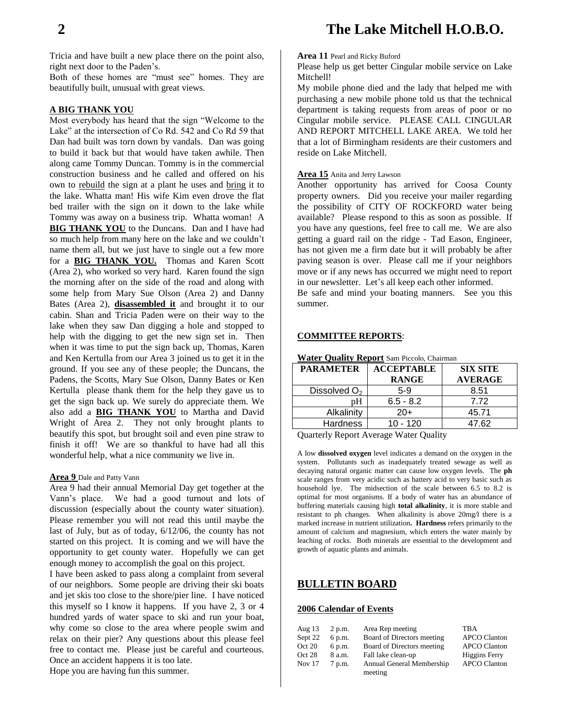Tricia and have built a new place there on the point also, right next door to the Paden's.

Both of these homes are "must see" homes. They are beautifully built, unusual with great views.

**A BIG THANK YOU**

Most everybody has heard that the sign "Welcome to the Lake" at the intersection of Co Rd. 542 and Co Rd 59 that Dan had built was torn down by vandals. Dan was going to build it back but that would have taken awhile. Then along came Tommy Duncan. Tommy is in the commercial construction business and he called and offered on his own to rebuild the sign at a plant he uses and bring it to the lake. Whatta man! His wife Kim even drove the flat bed trailer with the sign on it down to the lake while Tommy was away on a business trip. Whatta woman! A **BIG THANK YOU** to the Duncans. Dan and I have had so much help from many here on the lake and we couldn't name them all, but we just have to single out a few more for a **BIG THANK YOU.** Thomas and Karen Scott (Area 2), who worked so very hard. Karen found the sign the morning after on the side of the road and along with some help from Mary Sue Olson (Area 2) and Danny Bates (Area 2), **disassembled it** and brought it to our cabin. Shan and Tricia Paden were on their way to the lake when they saw Dan digging a hole and stopped to help with the digging to get the new sign set in. Then when it was time to put the sign back up, Thomas, Karen and Ken Kertulla from our Area 3 joined us to get it in the ground. If you see any of these people; the Duncans, the Padens, the Scotts, Mary Sue Olson, Danny Bates or Ken Kertulla please thank them for the help they gave us to get the sign back up. We surely do appreciate them. We also add a **BIG THANK YOU** to Martha and David Wright of Area 2. They not only brought plants to beautify this spot, but brought soil and even pine straw to finish it off! We are so thankful to have had all this wonderful help, what a nice community we live in.

**Area 9** Dale and Patty Vann

Area 9 had their annual Memorial Day get together at the Vann's place. We had a good turnout and lots of discussion (especially about the county water situation). Please remember you will not read this until maybe the last of July, but as of today, 6/12/06, the county has not started on this project. It is coming and we will have the opportunity to get county water. Hopefully we can get enough money to accomplish the goal on this project.

I have been asked to pass along a complaint from several of our neighbors. Some people are driving their ski boats and jet skis too close to the shore/pier line. I have noticed this myself so I know it happens. If you have 2, 3 or 4 hundred yards of water space to ski and run your boat, why come so close to the area where people swim and relax on their pier? Any questions about this please feel free to contact me. Please just be careful and courteous. Once an accident happens it is too late.

Hope you are having fun this summer.

**Area 11** Pearl and Ricky Buford

Please help us get better Cingular mobile service on Lake Mitchell!

My mobile phone died and the lady that helped me with purchasing a new mobile phone told us that the technical department is taking requests from areas of poor or no Cingular mobile service. PLEASE CALL CINGULAR AND REPORT MITCHELL LAKE AREA. We told her that a lot of Birmingham residents are their customers and reside on Lake Mitchell.

**Area 15** Anita and Jerry Lawson

Another opportunity has arrived for Coosa County property owners. Did you receive your mailer regarding the possibility of CITY OF ROCKFORD water being available? Please respond to this as soon as possible. If you have any questions, feel free to call me. We are also getting a guard rail on the ridge - Tad Eason, Engineer, has not given me a firm date but it will probably be after paving season is over. Please call me if your neighbors move or if any news has occurred we might need to report in our newsletter. Let's all keep each other informed.

Be safe and mind your boating manners. See you this summer.

**COMMITTEE REPORTS**:

**Water Quality Report** Sam Piccolo, Chairman

| PARAMETER | ACCEPTABLE RANGE | SIX SITE AVERAGE |
|---|---|---|
| Dissolved $O_2$ | 5-9 | 8.51 |
| pH | 6.5 - 8.2 | 7.72 |
| Alkalinity | 20+ | 45.71 |
| Hardness | 10 - 120 | 47.62 |

Quarterly Report Average Water Quality

A low **dissolved oxygen** level indicates a demand on the oxygen in the system. Pollutants such as inadequately treated sewage as well as decaying natural organic matter can cause low oxygen levels. The **ph** scale ranges from very acidic such as battery acid to very basic such as household lye. The midsection of the scale between 6.5 to 8.2 is optimal for most organisms. If a body of water has an abundance of buffering materials causing high **total alkalinity**, it is more stable and resistant to ph changes. When alkalinity is above 20mg/l there is a marked increase in nutrient utilization**. Hardness** refers primarily to the amount of calcium and magnesium, which enters the water mainly by leaching of rocks. Both minerals are essential to the development and growth of aquatic plants and animals.

## BULLETIN BOARD

**2006 Calendar of Events**

| | | | |
|---|---|---|---|
| Aug 13 | 2 p.m. | Area Rep meeting | TBA |
| Sept 22 | 6 p.m. | Board of Directors meeting | APCO Clanton |
| Oct 20 | 6 p.m. | Board of Directors meeting | APCO Clanton |
| Oct 28 | 8 a.m. | Fall lake clean-up | Higgins Ferry |
| Nov 17 | 7 p.m. | Annual General Membership meeting | APCO Clanton |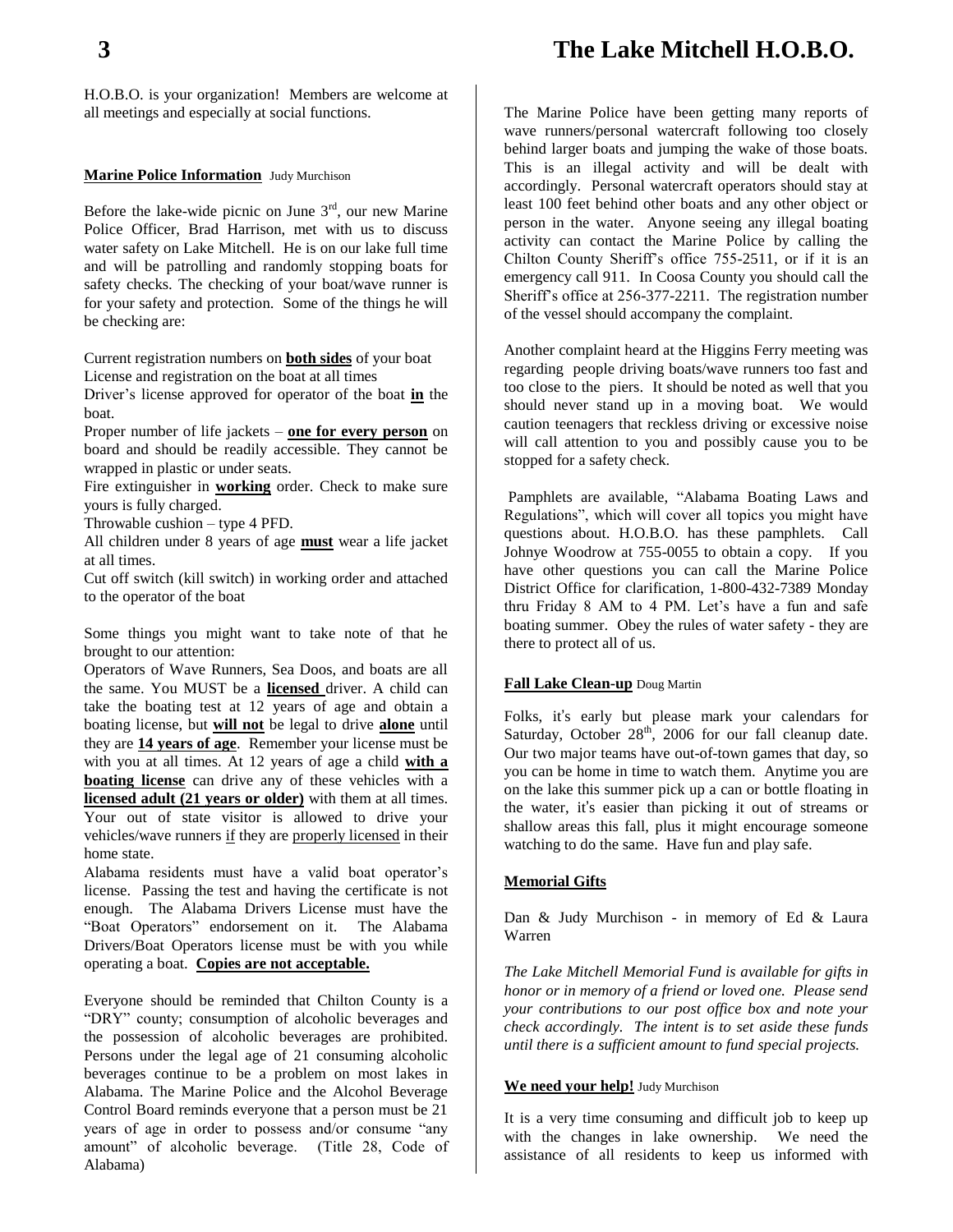H.O.B.O. is your organization! Members are welcome at all meetings and especially at social functions.

**Marine Police Information** Judy Murchison

Before the lake-wide picnic on June 3rd, our new Marine Police Officer, Brad Harrison, met with us to discuss water safety on Lake Mitchell. He is on our lake full time and will be patrolling and randomly stopping boats for safety checks. The checking of your boat/wave runner is for your safety and protection. Some of the things he will be checking are:

Current registration numbers on **both sides** of your boat
License and registration on the boat at all times
Driver's license approved for operator of the boat **in** the boat.
Proper number of life jackets – **one for every person** on board and should be readily accessible. They cannot be wrapped in plastic or under seats.
Fire extinguisher in **working** order. Check to make sure yours is fully charged.
Throwable cushion – type 4 PFD.
All children under 8 years of age **must** wear a life jacket at all times.
Cut off switch (kill switch) in working order and attached to the operator of the boat

Some things you might want to take note of that he brought to our attention:
Operators of Wave Runners, Sea Doos, and boats are all the same. You MUST be a **licensed** driver. A child can take the boating test at 12 years of age and obtain a boating license, but **will not** be legal to drive **alone** until they are **14 years of age**. Remember your license must be with you at all times. At 12 years of age a child **with a boating license** can drive any of these vehicles with a **licensed adult (21 years or older)** with them at all times. Your out of state visitor is allowed to drive your vehicles/wave runners if they are properly licensed in their home state.
Alabama residents must have a valid boat operator's license. Passing the test and having the certificate is not enough. The Alabama Drivers License must have the "Boat Operators" endorsement on it. The Alabama Drivers/Boat Operators license must be with you while operating a boat. **Copies are not acceptable.**

Everyone should be reminded that Chilton County is a "DRY" county; consumption of alcoholic beverages and the possession of alcoholic beverages are prohibited. Persons under the legal age of 21 consuming alcoholic beverages continue to be a problem on most lakes in Alabama. The Marine Police and the Alcohol Beverage Control Board reminds everyone that a person must be 21 years of age in order to possess and/or consume "any amount" of alcoholic beverage. (Title 28, Code of Alabama)

The Marine Police have been getting many reports of wave runners/personal watercraft following too closely behind larger boats and jumping the wake of those boats. This is an illegal activity and will be dealt with accordingly. Personal watercraft operators should stay at least 100 feet behind other boats and any other object or person in the water. Anyone seeing any illegal boating activity can contact the Marine Police by calling the Chilton County Sheriff's office 755-2511, or if it is an emergency call 911. In Coosa County you should call the Sheriff's office at 256-377-2211. The registration number of the vessel should accompany the complaint.

Another complaint heard at the Higgins Ferry meeting was regarding people driving boats/wave runners too fast and too close to the piers. It should be noted as well that you should never stand up in a moving boat. We would caution teenagers that reckless driving or excessive noise will call attention to you and possibly cause you to be stopped for a safety check.

Pamphlets are available, "Alabama Boating Laws and Regulations", which will cover all topics you might have questions about. H.O.B.O. has these pamphlets. Call Johnye Woodrow at 755-0055 to obtain a copy. If you have other questions you can call the Marine Police District Office for clarification, 1-800-432-7389 Monday thru Friday 8 AM to 4 PM. Let's have a fun and safe boating summer. Obey the rules of water safety - they are there to protect all of us.

**Fall Lake Clean-up** Doug Martin

Folks, it's early but please mark your calendars for Saturday, October 28th, 2006 for our fall cleanup date. Our two major teams have out-of-town games that day, so you can be home in time to watch them. Anytime you are on the lake this summer pick up a can or bottle floating in the water, it's easier than picking it out of streams or shallow areas this fall, plus it might encourage someone watching to do the same. Have fun and play safe.

**Memorial Gifts**

Dan & Judy Murchison - in memory of Ed & Laura Warren

*The Lake Mitchell Memorial Fund is available for gifts in honor or in memory of a friend or loved one. Please send your contributions to our post office box and note your check accordingly. The intent is to set aside these funds until there is a sufficient amount to fund special projects.*

**We need your help!** Judy Murchison

It is a very time consuming and difficult job to keep up with the changes in lake ownership. We need the assistance of all residents to keep us informed with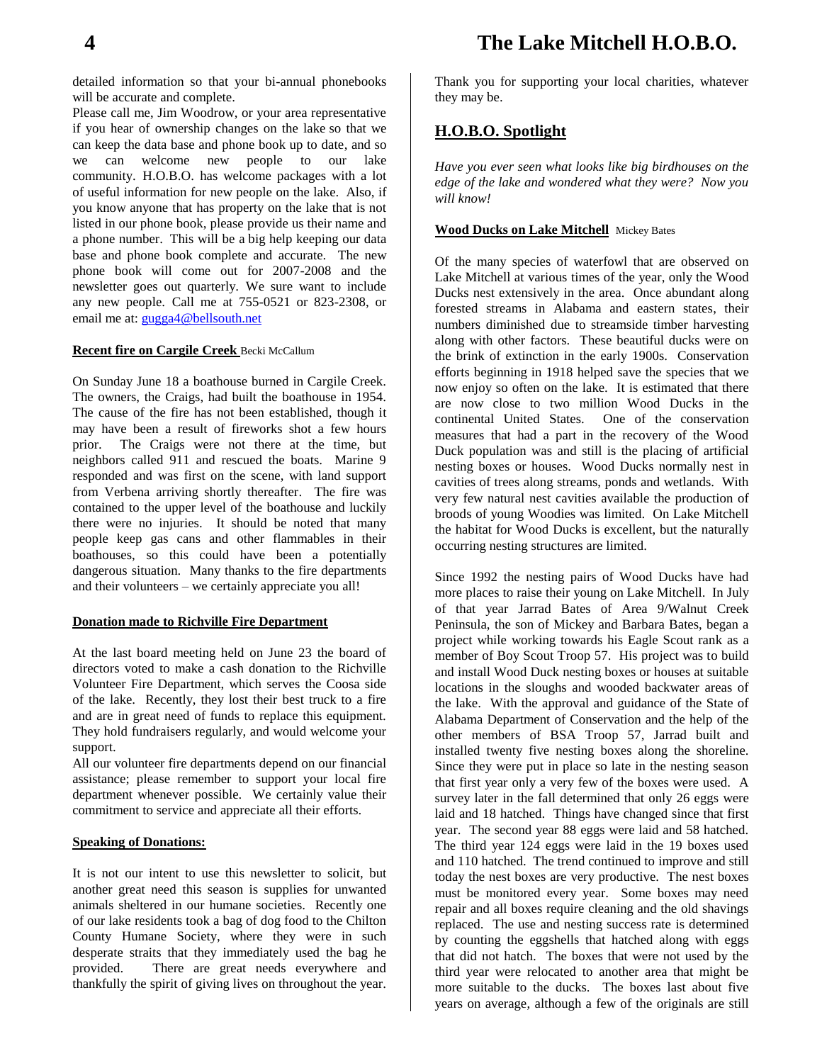detailed information so that your bi-annual phonebooks will be accurate and complete.

Please call me, Jim Woodrow, or your area representative if you hear of ownership changes on the lake so that we can keep the data base and phone book up to date, and so we can welcome new people to our lake community. H.O.B.O. has welcome packages with a lot of useful information for new people on the lake. Also, if you know anyone that has property on the lake that is not listed in our phone book, please provide us their name and a phone number. This will be a big help keeping our data base and phone book complete and accurate. The new phone book will come out for 2007-2008 and the newsletter goes out quarterly. We sure want to include any new people. Call me at 755-0521 or 823-2308, or email me at: gugga4@bellsouth.net

**Recent fire on Cargile Creek** Becki McCallum

On Sunday June 18 a boathouse burned in Cargile Creek. The owners, the Craigs, had built the boathouse in 1954. The cause of the fire has not been established, though it may have been a result of fireworks shot a few hours prior. The Craigs were not there at the time, but neighbors called 911 and rescued the boats. Marine 9 responded and was first on the scene, with land support from Verbena arriving shortly thereafter. The fire was contained to the upper level of the boathouse and luckily there were no injuries. It should be noted that many people keep gas cans and other flammables in their boathouses, so this could have been a potentially dangerous situation. Many thanks to the fire departments and their volunteers – we certainly appreciate you all!

**Donation made to Richville Fire Department**

At the last board meeting held on June 23 the board of directors voted to make a cash donation to the Richville Volunteer Fire Department, which serves the Coosa side of the lake. Recently, they lost their best truck to a fire and are in great need of funds to replace this equipment. They hold fundraisers regularly, and would welcome your support.

All our volunteer fire departments depend on our financial assistance; please remember to support your local fire department whenever possible. We certainly value their commitment to service and appreciate all their efforts.

**Speaking of Donations:**

It is not our intent to use this newsletter to solicit, but another great need this season is supplies for unwanted animals sheltered in our humane societies. Recently one of our lake residents took a bag of dog food to the Chilton County Humane Society, where they were in such desperate straits that they immediately used the bag he provided. There are great needs everywhere and thankfully the spirit of giving lives on throughout the year.

Thank you for supporting your local charities, whatever they may be.

## H.O.B.O. Spotlight

*Have you ever seen what looks like big birdhouses on the edge of the lake and wondered what they were? Now you will know!*

**Wood Ducks on Lake Mitchell** Mickey Bates

Of the many species of waterfowl that are observed on Lake Mitchell at various times of the year, only the Wood Ducks nest extensively in the area. Once abundant along forested streams in Alabama and eastern states, their numbers diminished due to streamside timber harvesting along with other factors. These beautiful ducks were on the brink of extinction in the early 1900s. Conservation efforts beginning in 1918 helped save the species that we now enjoy so often on the lake. It is estimated that there are now close to two million Wood Ducks in the continental United States. One of the conservation measures that had a part in the recovery of the Wood Duck population was and still is the placing of artificial nesting boxes or houses. Wood Ducks normally nest in cavities of trees along streams, ponds and wetlands. With very few natural nest cavities available the production of broods of young Woodies was limited. On Lake Mitchell the habitat for Wood Ducks is excellent, but the naturally occurring nesting structures are limited.

Since 1992 the nesting pairs of Wood Ducks have had more places to raise their young on Lake Mitchell. In July of that year Jarrad Bates of Area 9/Walnut Creek Peninsula, the son of Mickey and Barbara Bates, began a project while working towards his Eagle Scout rank as a member of Boy Scout Troop 57. His project was to build and install Wood Duck nesting boxes or houses at suitable locations in the sloughs and wooded backwater areas of the lake. With the approval and guidance of the State of Alabama Department of Conservation and the help of the other members of BSA Troop 57, Jarrad built and installed twenty five nesting boxes along the shoreline. Since they were put in place so late in the nesting season that first year only a very few of the boxes were used. A survey later in the fall determined that only 26 eggs were laid and 18 hatched. Things have changed since that first year. The second year 88 eggs were laid and 58 hatched. The third year 124 eggs were laid in the 19 boxes used and 110 hatched. The trend continued to improve and still today the nest boxes are very productive. The nest boxes must be monitored every year. Some boxes may need repair and all boxes require cleaning and the old shavings replaced. The use and nesting success rate is determined by counting the eggshells that hatched along with eggs that did not hatch. The boxes that were not used by the third year were relocated to another area that might be more suitable to the ducks. The boxes last about five years on average, although a few of the originals are still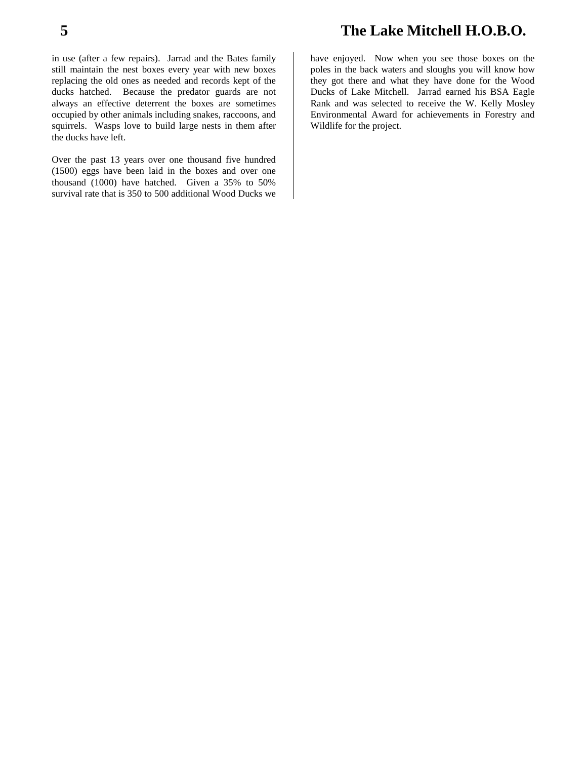in use (after a few repairs). Jarrad and the Bates family still maintain the nest boxes every year with new boxes replacing the old ones as needed and records kept of the ducks hatched. Because the predator guards are not always an effective deterrent the boxes are sometimes occupied by other animals including snakes, raccoons, and squirrels. Wasps love to build large nests in them after the ducks have left.

Over the past 13 years over one thousand five hundred (1500) eggs have been laid in the boxes and over one thousand (1000) have hatched. Given a 35% to 50% survival rate that is 350 to 500 additional Wood Ducks we have enjoyed. Now when you see those boxes on the poles in the back waters and sloughs you will know how they got there and what they have done for the Wood Ducks of Lake Mitchell. Jarrad earned his BSA Eagle Rank and was selected to receive the W. Kelly Mosley Environmental Award for achievements in Forestry and Wildlife for the project.